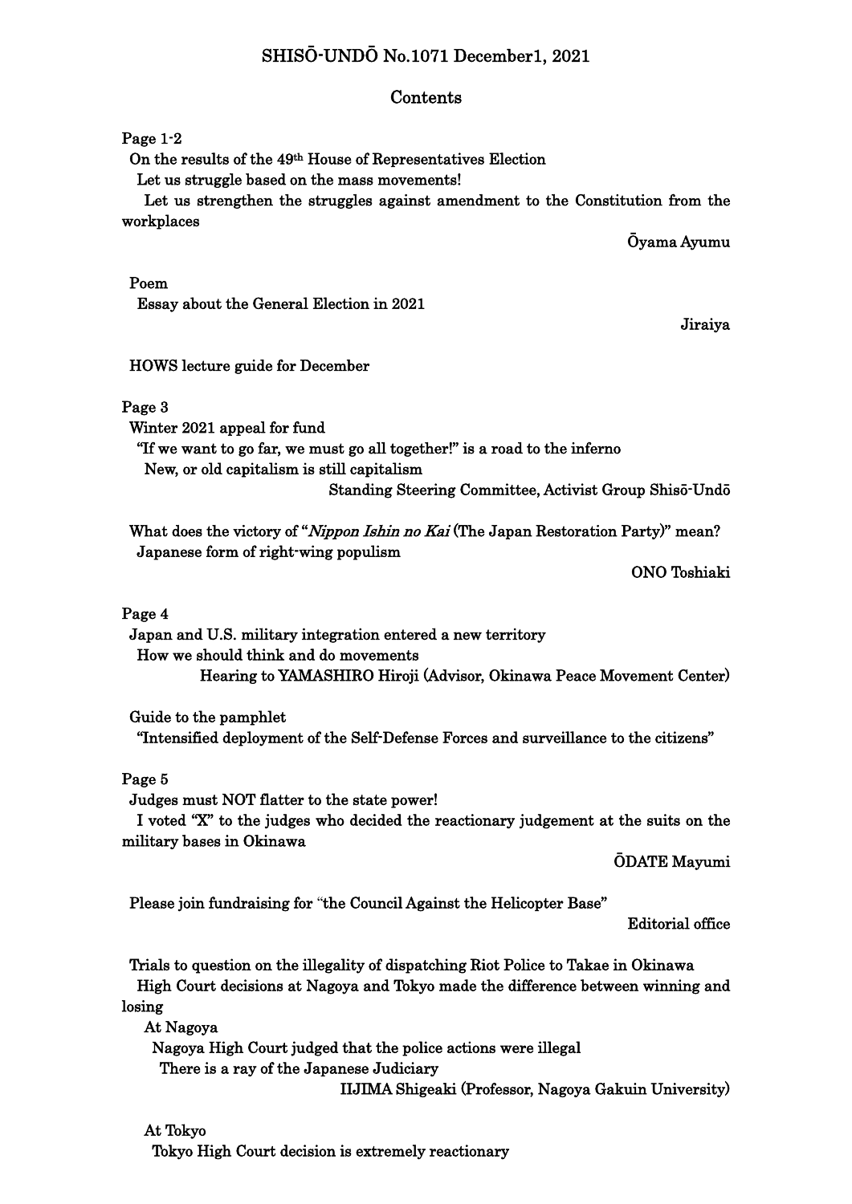# SHISŌ-UNDŌ No.1071 December1, 2021

## Contents

Page 1-2

On the results of the 49th House of Representatives Election

Let us struggle based on the mass movements!

Let us strengthen the struggles against amendment to the Constitution from the workplaces

Ōyama Ayumu

Poem

Essay about the General Election in 2021

Jiraiya

HOWS lecture guide for December

Page 3

Winter 2021 appeal for fund

"If we want to go far, we must go all together!" is a road to the inferno

New, or old capitalism is still capitalism

Standing Steering Committee, Activist Group Shisō-Undō

What does the victory of "*Nippon Ishin no Kai* (The Japan Restoration Party)" mean?

Japanese form of right-wing populism

ONO Toshiaki

Page 4

Japan and U.S. military integration entered a new territory

How we should think and do movements

Hearing to YAMASHIRO Hiroji (Advisor, Okinawa Peace Movement Center)

Guide to the pamphlet

"Intensified deployment of the Self-Defense Forces and surveillance to the citizens"

Page 5

Judges must NOT flatter to the state power!

I voted "X" to the judges who decided the reactionary judgement at the suits on the military bases in Okinawa

ŌDATE Mayumi

Please join fundraising for "the Council Against the Helicopter Base"

Editorial office

Trials to question on the illegality of dispatching Riot Police to Takae in Okinawa

High Court decisions at Nagoya and Tokyo made the difference between winning and losing

At Nagoya

Nagoya High Court judged that the police actions were illegal

There is a ray of the Japanese Judiciary

IIJIMA Shigeaki (Professor, Nagoya Gakuin University)

At Tokyo

Tokyo High Court decision is extremely reactionary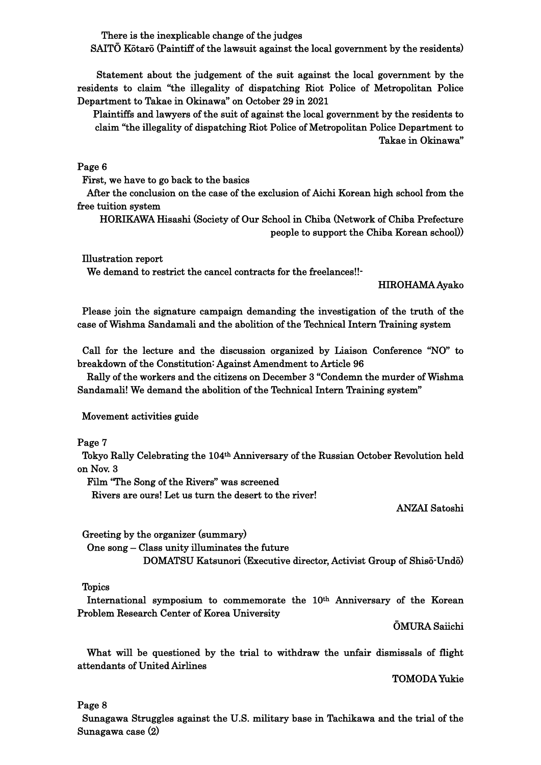There is the inexplicable change of the judges

SAITŌ Kōtarō (Paintiff of the lawsuit against the local government by the residents)

Statement about the judgement of the suit against the local government by the residents to claim "the illegality of dispatching Riot Police of Metropolitan Police Department to Takae in Okinawa" on October 29 in 2021

Plaintiffs and lawyers of the suit of against the local government by the residents to claim "the illegality of dispatching Riot Police of Metropolitan Police Department to Takae in Okinawa"

Page 6

First, we have to go back to the basics

After the conclusion on the case of the exclusion of Aichi Korean high school from the free tuition system

HORIKAWA Hisashi (Society of Our School in Chiba (Network of Chiba Prefecture people to support the Chiba Korean school))

Illustration report

We demand to restrict the cancel contracts for the freelances!!-

HIROHAMA Ayako

Please join the signature campaign demanding the investigation of the truth of the case of Wishma Sandamali and the abolition of the Technical Intern Training system

Call for the lecture and the discussion organized by Liaison Conference "NO" to breakdown of the Constitution: Against Amendment to Article 96

Rally of the workers and the citizens on December 3 "Condemn the murder of Wishma Sandamali! We demand the abolition of the Technical Intern Training system"

Movement activities guide

Page 7

Tokyo Rally Celebrating the 104th Anniversary of the Russian October Revolution held on Nov. 3

Film "The Song of the Rivers" was screened

Rivers are ours! Let us turn the desert to the river!

ANZAI Satoshi

Greeting by the organizer (summary)

One song – Class unity illuminates the future

DOMATSU Katsunori (Executive director, Activist Group of Shisō-Undō)

Topics

International symposium to commemorate the 10th Anniversary of the Korean Problem Research Center of Korea University

ŌMURA Saiichi

What will be questioned by the trial to withdraw the unfair dismissals of flight attendants of United Airlines

TOMODA Yukie

Page 8

Sunagawa Struggles against the U.S. military base in Tachikawa and the trial of the Sunagawa case (2)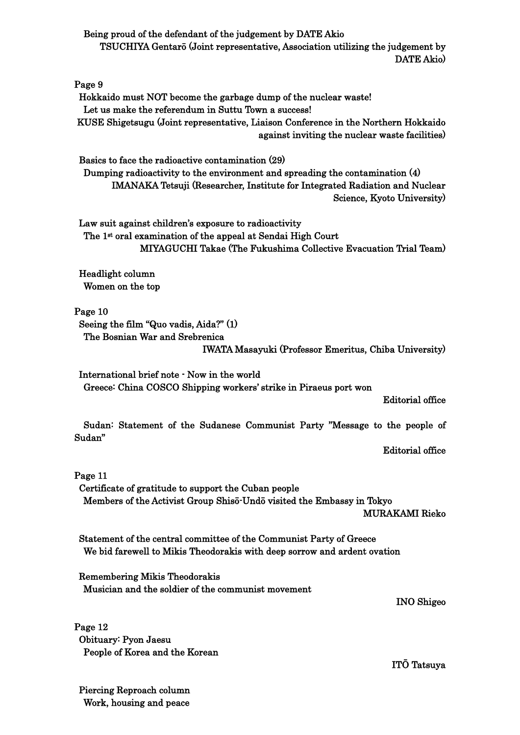Being proud of the defendant of the judgement by DATE Akio

TSUCHIYA Gentarō (Joint representative, Association utilizing the judgement by DATE Akio)

Page 9

Hokkaido must NOT become the garbage dump of the nuclear waste!

Let us make the referendum in Suttu Town a success!

KUSE Shigetsugu (Joint representative, Liaison Conference in the Northern Hokkaido against inviting the nuclear waste facilities)

Basics to face the radioactive contamination (29)

Dumping radioactivity to the environment and spreading the contamination (4)

IMANAKA Tetsuji (Researcher, Institute for Integrated Radiation and Nuclear Science, Kyoto University)

Law suit against children's exposure to radioactivity

The 1st oral examination of the appeal at Sendai High Court

MIYAGUCHI Takae (The Fukushima Collective Evacuation Trial Team)

Headlight column

Women on the top

Page 10

Seeing the film "Quo vadis, Aida?" (1)

The Bosnian War and Srebrenica

IWATA Masayuki (Professor Emeritus, Chiba University)

International brief note - Now in the world

Greece: China COSCO Shipping workers' strike in Piraeus port won

Editorial office

Sudan: Statement of the Sudanese Communist Party "Message to the people of Sudan"

Editorial office

Page 11

Certificate of gratitude to support the Cuban people

Members of the Activist Group Shisō-Undō visited the Embassy in Tokyo

MURAKAMI Rieko

Statement of the central committee of the Communist Party of Greece

We bid farewell to Mikis Theodorakis with deep sorrow and ardent ovation

Remembering Mikis Theodorakis

Musician and the soldier of the communist movement

INO Shigeo

Page 12

Obituary: Pyon Jaesu

People of Korea and the Korean

ITŌ Tatsuya

Piercing Reproach column

Work, housing and peace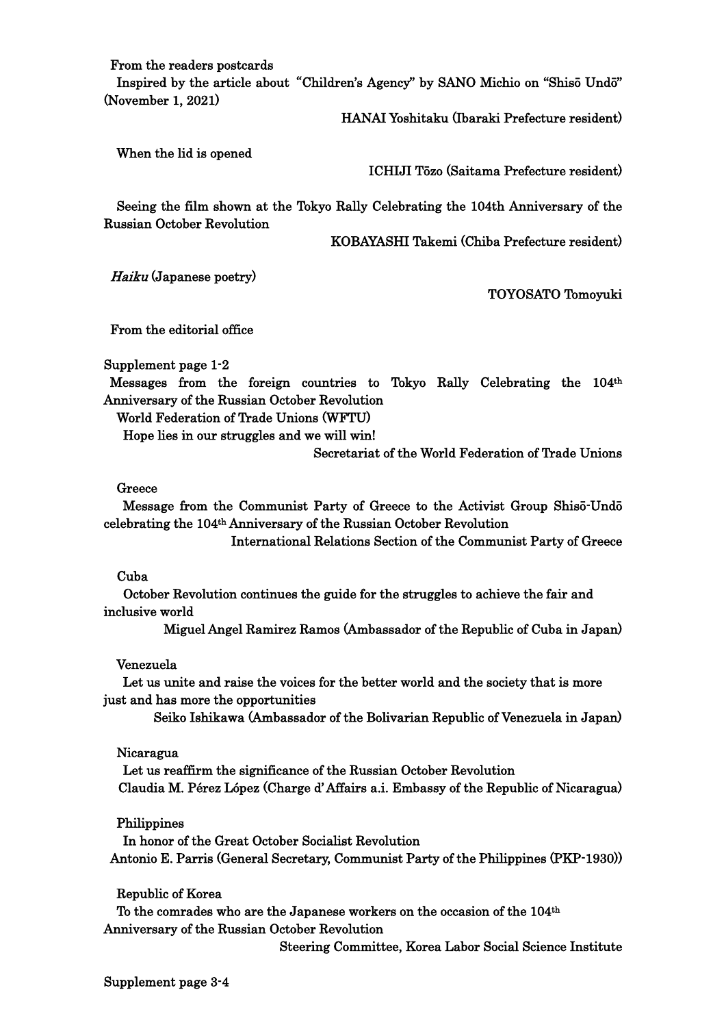From the readers postcards

Inspired by the article about "Children's Agency" by SANO Michio on "Shisō Undō" (November 1, 2021)

HANAI Yoshitaku (Ibaraki Prefecture resident)

When the lid is opened

ICHIJI Tōzo (Saitama Prefecture resident)

Seeing the film shown at the Tokyo Rally Celebrating the 104th Anniversary of the Russian October Revolution

KOBAYASHI Takemi (Chiba Prefecture resident)

*Haiku* (Japanese poetry)

TOYOSATO Tomoyuki

From the editorial office

Supplement page 1-2

Messages from the foreign countries to Tokyo Rally Celebrating the 104th Anniversary of the Russian October Revolution

World Federation of Trade Unions (WFTU)

Hope lies in our struggles and we will win!

Secretariat of the World Federation of Trade Unions

Greece

Message from the Communist Party of Greece to the Activist Group Shisō-Undō celebrating the 104th Anniversary of the Russian October Revolution

International Relations Section of the Communist Party of Greece

Cuba

October Revolution continues the guide for the struggles to achieve the fair and inclusive world

Miguel Angel Ramirez Ramos (Ambassador of the Republic of Cuba in Japan)

Venezuela

Let us unite and raise the voices for the better world and the society that is more just and has more the opportunities

Seiko Ishikawa (Ambassador of the Bolivarian Republic of Venezuela in Japan)

Nicaragua

Let us reaffirm the significance of the Russian October Revolution

Claudia M. Pérez López (Charge d' Affairs a.i. Embassy of the Republic of Nicaragua)

Philippines

In honor of the Great October Socialist Revolution

Antonio E. Parris (General Secretary, Communist Party of the Philippines (PKP-1930))

Republic of Korea

To the comrades who are the Japanese workers on the occasion of the 104th Anniversary of the Russian October Revolution

Steering Committee, Korea Labor Social Science Institute

Supplement page 3-4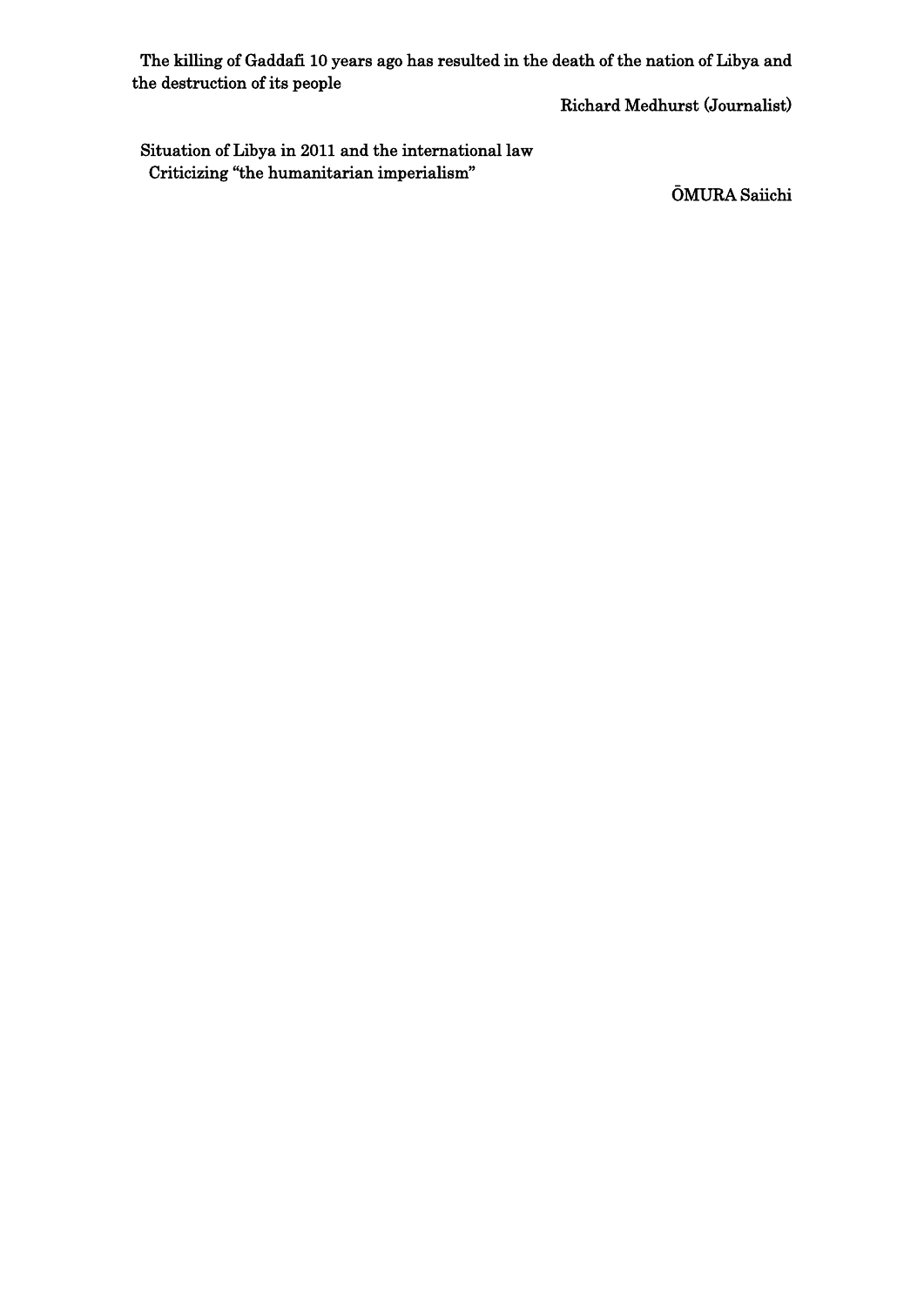The killing of Gaddafi 10 years ago has resulted in the death of the nation of Libya and the destruction of its people

Richard Medhurst (Journalist)

Situation of Libya in 2011 and the international law
Criticizing "the humanitarian imperialism"

ŌMURA Saiichi